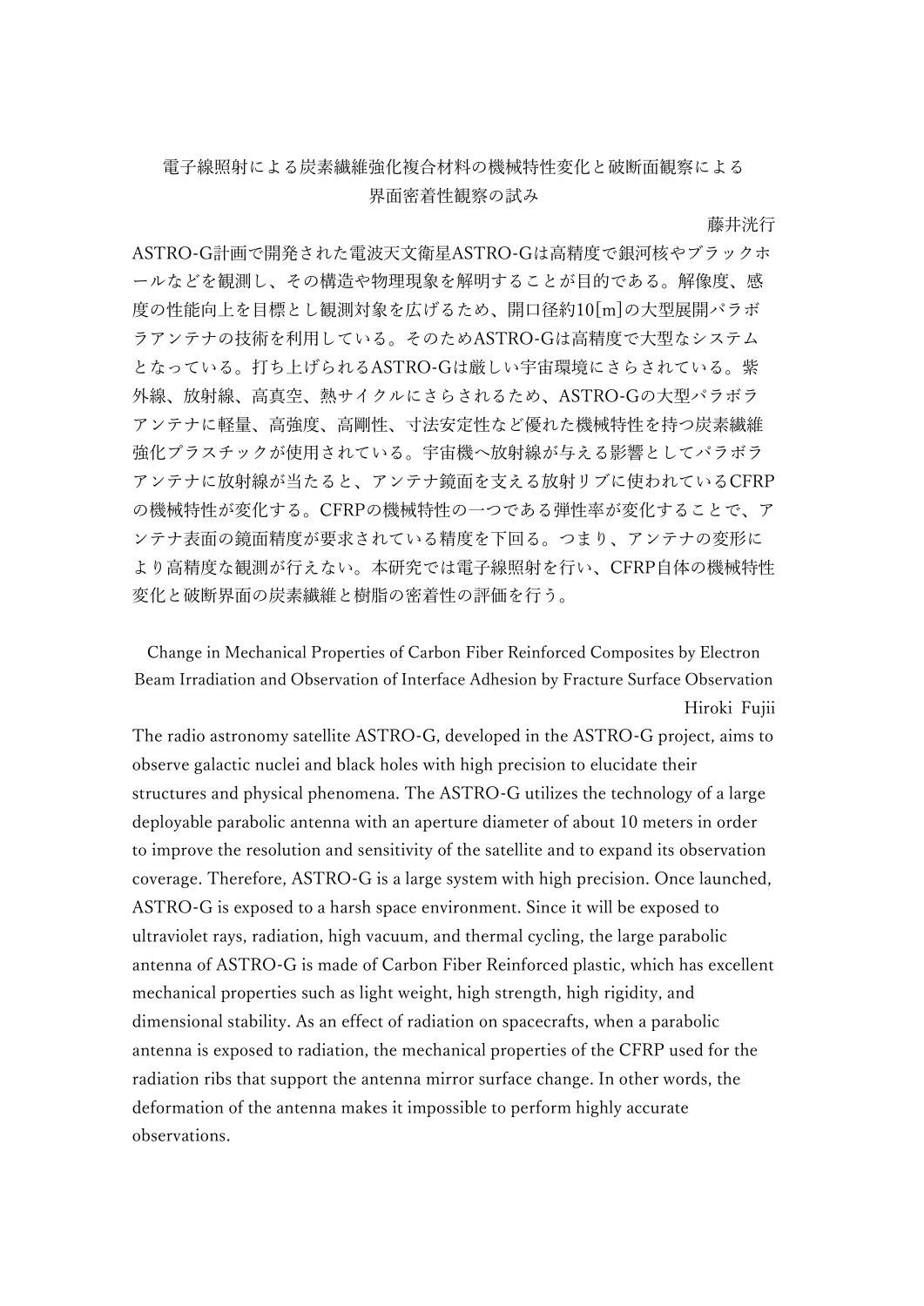# 電子線照射による炭素繊維強化複合材料の機械特性変化と破断面観察による界面密着性観察の試み

藤井洸行

ASTRO-G計画で開発された電波天文衛星ASTRO-Gは高精度で銀河核やブラックホールなどを観測し、その構造や物理現象を解明することが目的である。解像度、感度の性能向上を目標とし観測対象を広げるため、開口径約10[m]の大型展開パラボラアンテナの技術を利用している。そのためASTRO-Gは高精度で大型なシステムとなっている。打ち上げられるASTRO-Gは厳しい宇宙環境にさらされている。紫外線、放射線、高真空、熱サイクルにさらされるため、ASTRO-Gの大型パラボラアンテナに軽量、高強度、高剛性、寸法安定性など優れた機械特性を持つ炭素繊維強化プラスチックが使用されている。宇宙機へ放射線が与える影響としてパラボラアンテナに放射線が当たると、アンテナ鏡面を支える放射リブに使われているCFRPの機械特性が変化する。CFRPの機械特性の一つである弾性率が変化することで、アンテナ表面の鏡面精度が要求されている精度を下回る。つまり、アンテナの変形により高精度な観測が行えない。本研究では電子線照射を行い、CFRP自体の機械特性変化と破断界面の炭素繊維と樹脂の密着性の評価を行う。

# Change in Mechanical Properties of Carbon Fiber Reinforced Composites by Electron Beam Irradiation and Observation of Interface Adhesion by Fracture Surface Observation

Hiroki Fujii

The radio astronomy satellite ASTRO-G, developed in the ASTRO-G project, aims to observe galactic nuclei and black holes with high precision to elucidate their structures and physical phenomena. The ASTRO-G utilizes the technology of a large deployable parabolic antenna with an aperture diameter of about 10 meters in order to improve the resolution and sensitivity of the satellite and to expand its observation coverage. Therefore, ASTRO-G is a large system with high precision. Once launched, ASTRO-G is exposed to a harsh space environment. Since it will be exposed to ultraviolet rays, radiation, high vacuum, and thermal cycling, the large parabolic antenna of ASTRO-G is made of Carbon Fiber Reinforced plastic, which has excellent mechanical properties such as light weight, high strength, high rigidity, and dimensional stability. As an effect of radiation on spacecrafts, when a parabolic antenna is exposed to radiation, the mechanical properties of the CFRP used for the radiation ribs that support the antenna mirror surface change. In other words, the deformation of the antenna makes it impossible to perform highly accurate observations.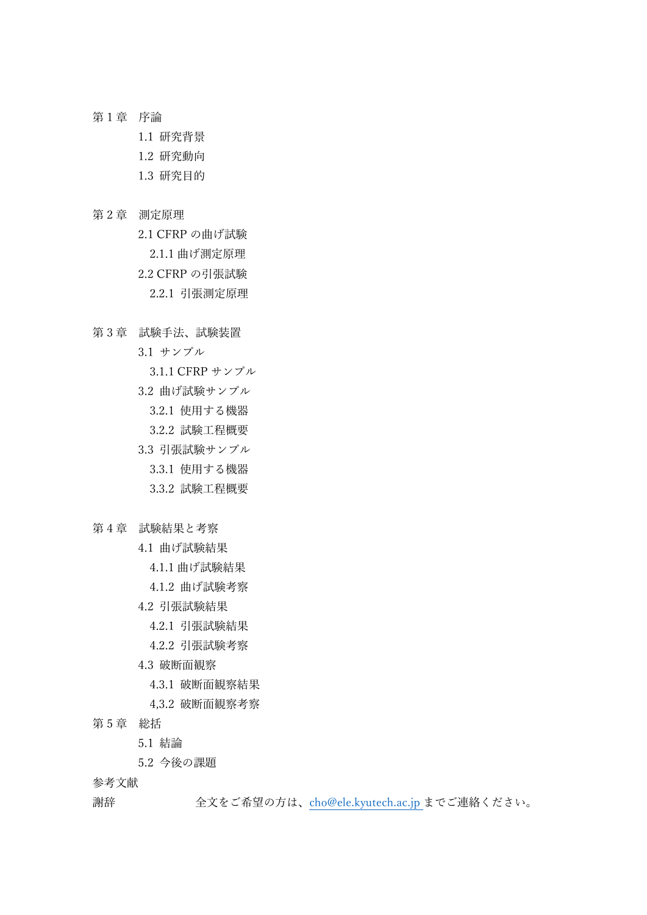第 1 章　序論

- 1.1 研究背景
- 1.2 研究動向
- 1.3 研究目的

第 2 章　測定原理

- 2.1 CFRP の曲げ試験
  - 2.1.1 曲げ測定原理
- 2.2 CFRP の引張試験
  - 2.2.1 引張測定原理

第 3 章　試験手法、試験装置

- 3.1 サンプル
  - 3.1.1 CFRP サンプル
- 3.2 曲げ試験サンプル
  - 3.2.1 使用する機器
  - 3.2.2 試験工程概要
- 3.3 引張試験サンプル
  - 3.3.1 使用する機器
  - 3.3.2 試験工程概要

第 4 章　試験結果と考察

- 4.1 曲げ試験結果
  - 4.1.1 曲げ試験結果
  - 4.1.2 曲げ試験考察
- 4.2 引張試験結果
  - 4.2.1 引張試験結果
  - 4.2.2 引張試験考察
- 4.3 破断面観察
  - 4.3.1 破断面観察結果
  - 4,3.2 破断面観察考察

第 5 章　総括

- 5.1 結論
- 5.2 今後の課題

参考文献

謝辞

全文をご希望の方は、cho@ele.kyutech.ac.jp までご連絡ください。